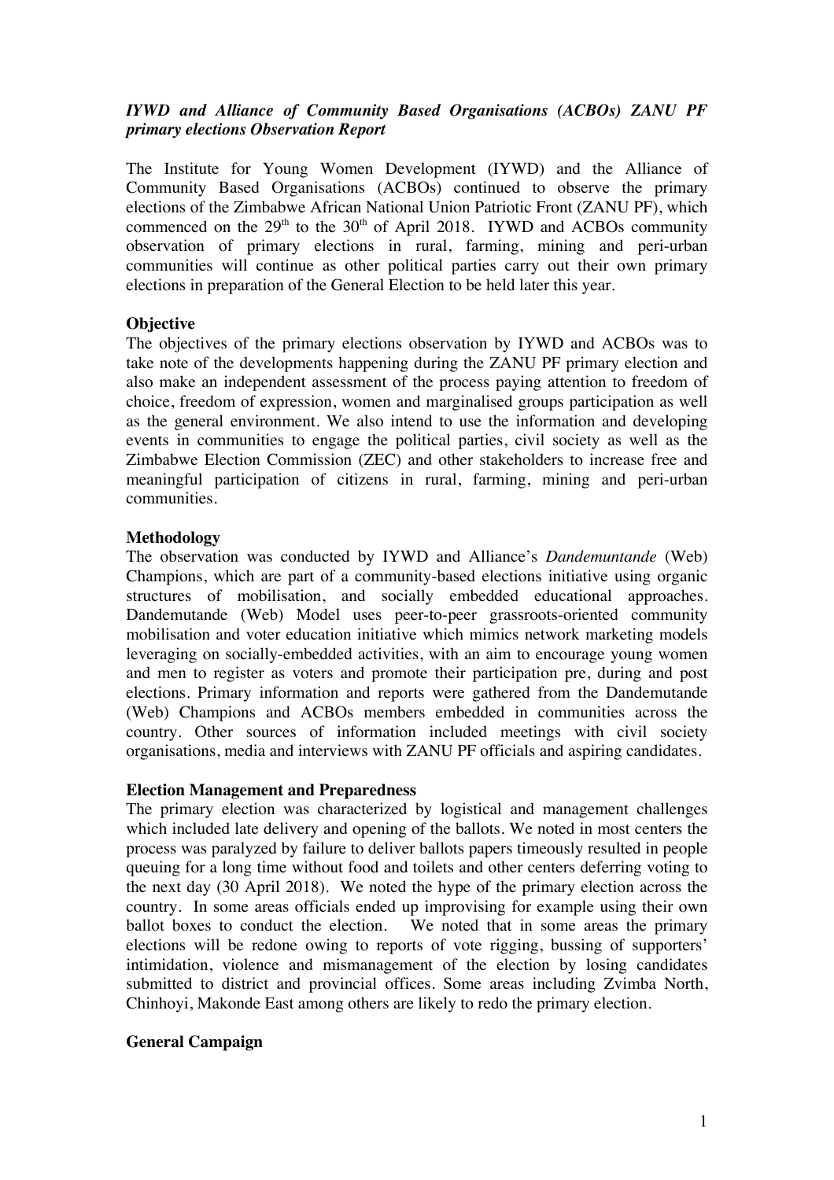***IYWD and Alliance of Community Based Organisations (ACBOs) ZANU PF primary elections Observation Report***

The Institute for Young Women Development (IYWD) and the Alliance of Community Based Organisations (ACBOs) continued to observe the primary elections of the Zimbabwe African National Union Patriotic Front (ZANU PF), which commenced on the 29th to the 30th of April 2018. IYWD and ACBOs community observation of primary elections in rural, farming, mining and peri-urban communities will continue as other political parties carry out their own primary elections in preparation of the General Election to be held later this year.

**Objective**

The objectives of the primary elections observation by IYWD and ACBOs was to take note of the developments happening during the ZANU PF primary election and also make an independent assessment of the process paying attention to freedom of choice, freedom of expression, women and marginalised groups participation as well as the general environment. We also intend to use the information and developing events in communities to engage the political parties, civil society as well as the Zimbabwe Election Commission (ZEC) and other stakeholders to increase free and meaningful participation of citizens in rural, farming, mining and peri-urban communities.

**Methodology**

The observation was conducted by IYWD and Alliance's *Dandemuntande* (Web) Champions, which are part of a community-based elections initiative using organic structures of mobilisation, and socially embedded educational approaches. Dandemutande (Web) Model uses peer-to-peer grassroots-oriented community mobilisation and voter education initiative which mimics network marketing models leveraging on socially-embedded activities, with an aim to encourage young women and men to register as voters and promote their participation pre, during and post elections. Primary information and reports were gathered from the Dandemutande (Web) Champions and ACBOs members embedded in communities across the country. Other sources of information included meetings with civil society organisations, media and interviews with ZANU PF officials and aspiring candidates.

**Election Management and Preparedness**

The primary election was characterized by logistical and management challenges which included late delivery and opening of the ballots. We noted in most centers the process was paralyzed by failure to deliver ballots papers timeously resulted in people queuing for a long time without food and toilets and other centers deferring voting to the next day (30 April 2018). We noted the hype of the primary election across the country. In some areas officials ended up improvising for example using their own ballot boxes to conduct the election. We noted that in some areas the primary elections will be redone owing to reports of vote rigging, bussing of supporters' intimidation, violence and mismanagement of the election by losing candidates submitted to district and provincial offices. Some areas including Zvimba North, Chinhoyi, Makonde East among others are likely to redo the primary election.

**General Campaign**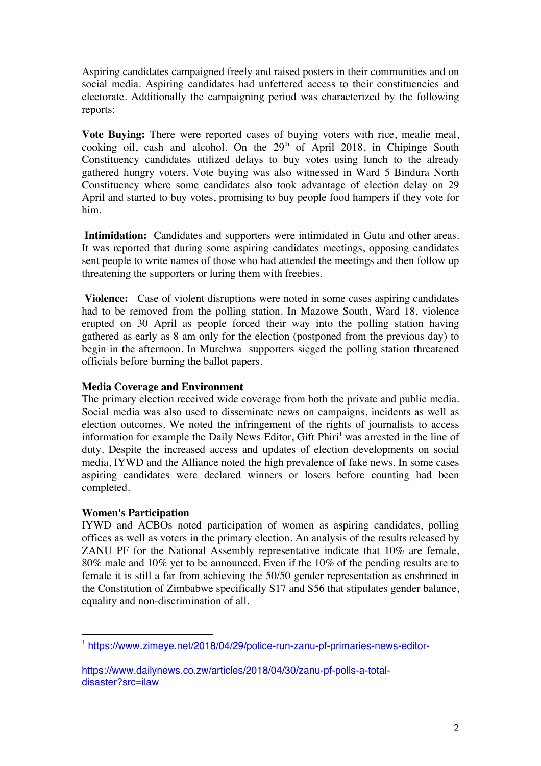Aspiring candidates campaigned freely and raised posters in their communities and on social media. Aspiring candidates had unfettered access to their constituencies and electorate. Additionally the campaigning period was characterized by the following reports:

**Vote Buying:** There were reported cases of buying voters with rice, mealie meal, cooking oil, cash and alcohol. On the 29th of April 2018, in Chipinge South Constituency candidates utilized delays to buy votes using lunch to the already gathered hungry voters. Vote buying was also witnessed in Ward 5 Bindura North Constituency where some candidates also took advantage of election delay on 29 April and started to buy votes, promising to buy people food hampers if they vote for him.

**Intimidation:** Candidates and supporters were intimidated in Gutu and other areas. It was reported that during some aspiring candidates meetings, opposing candidates sent people to write names of those who had attended the meetings and then follow up threatening the supporters or luring them with freebies.

**Violence:** Case of violent disruptions were noted in some cases aspiring candidates had to be removed from the polling station. In Mazowe South, Ward 18, violence erupted on 30 April as people forced their way into the polling station having gathered as early as 8 am only for the election (postponed from the previous day) to begin in the afternoon. In Murehwa supporters sieged the polling station threatened officials before burning the ballot papers.

**Media Coverage and Environment**

The primary election received wide coverage from both the private and public media. Social media was also used to disseminate news on campaigns, incidents as well as election outcomes. We noted the infringement of the rights of journalists to access information for example the Daily News Editor, Gift Phiri[1] was arrested in the line of duty. Despite the increased access and updates of election developments on social media, IYWD and the Alliance noted the high prevalence of fake news. In some cases aspiring candidates were declared winners or losers before counting had been completed.

**Women's Participation**

IYWD and ACBOs noted participation of women as aspiring candidates, polling offices as well as voters in the primary election. An analysis of the results released by ZANU PF for the National Assembly representative indicate that 10% are female, 80% male and 10% yet to be announced. Even if the 10% of the pending results are to female it is still a far from achieving the 50/50 gender representation as enshrined in the Constitution of Zimbabwe specifically S17 and S56 that stipulates gender balance, equality and non-discrimination of all.

---

[1] https://www.zimeye.net/2018/04/29/police-run-zanu-pf-primaries-news-editor-

https://www.dailynews.co.zw/articles/2018/04/30/zanu-pf-polls-a-total-disaster?src=ilaw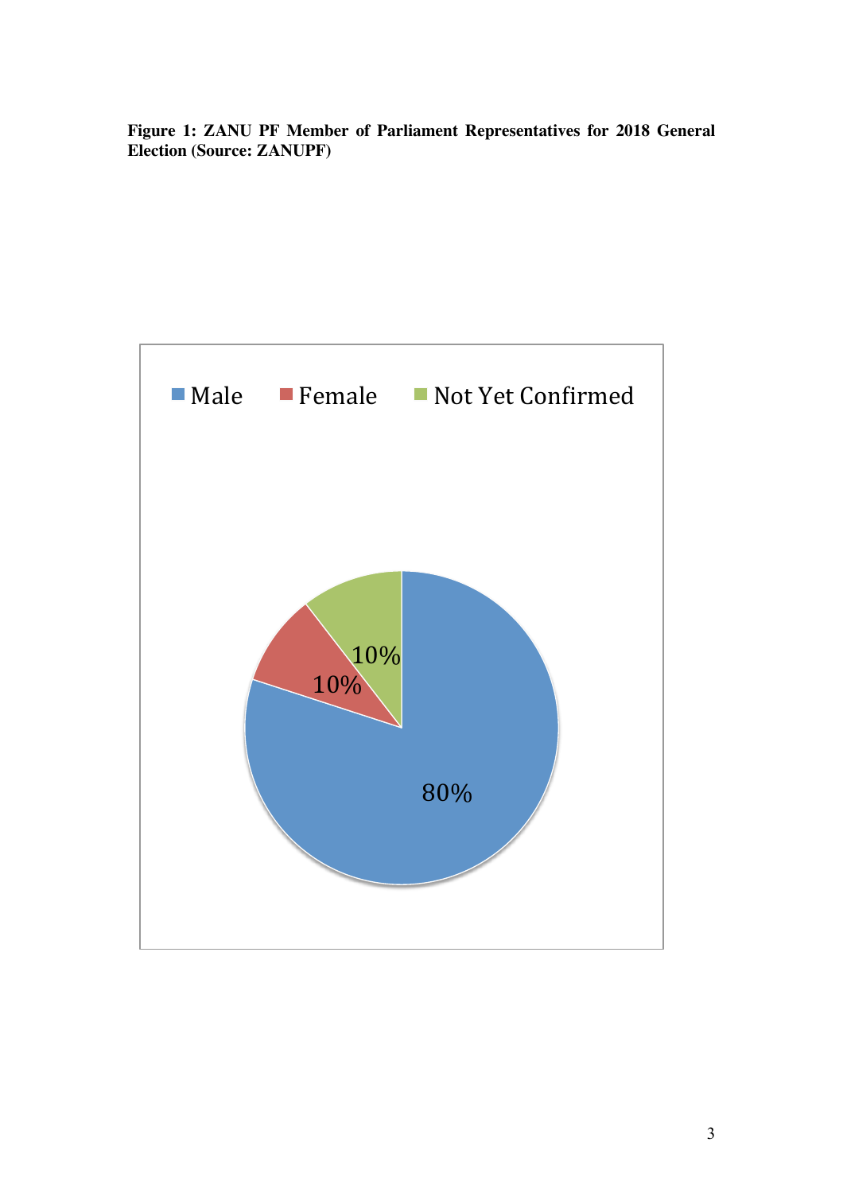**Figure 1: ZANU PF Member of Parliament Representatives for 2018 General Election (Source: ZANUPF)**

| Category | Percentage |
|---|---|
| Male | 80% |
| Female | 10% |
| Not Yet Confirmed | 10% |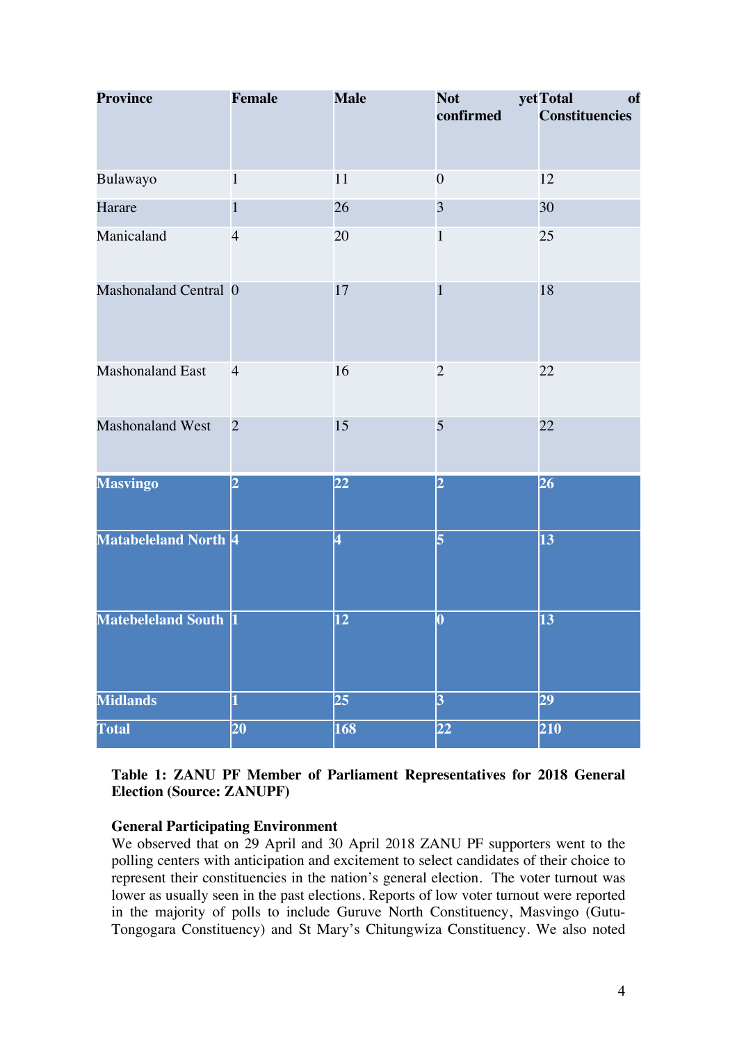| Province | Female | Male | Not yet confirmed | Total of Constituencies |
|---|---|---|---|---|
| Bulawayo | 1 | 11 | 0 | 12 |
| Harare | 1 | 26 | 3 | 30 |
| Manicaland | 4 | 20 | 1 | 25 |
| Mashonaland Central | 0 | 17 | 1 | 18 |
| Mashonaland East | 4 | 16 | 2 | 22 |
| Mashonaland West | 2 | 15 | 5 | 22 |
| **Masvingo** | **2** | **22** | **2** | **26** |
| **Matabeleland North** | **4** | **4** | **5** | **13** |
| **Matebeleland South** | **1** | **12** | **0** | **13** |
| **Midlands** | **1** | **25** | **3** | **29** |
| **Total** | **20** | **168** | **22** | **210** |

**Table 1: ZANU PF Member of Parliament Representatives for 2018 General Election (Source: ZANUPF)**

**General Participating Environment**

We observed that on 29 April and 30 April 2018 ZANU PF supporters went to the polling centers with anticipation and excitement to select candidates of their choice to represent their constituencies in the nation's general election. The voter turnout was lower as usually seen in the past elections. Reports of low voter turnout were reported in the majority of polls to include Guruve North Constituency, Masvingo (Gutu-Tongogara Constituency) and St Mary's Chitungwiza Constituency. We also noted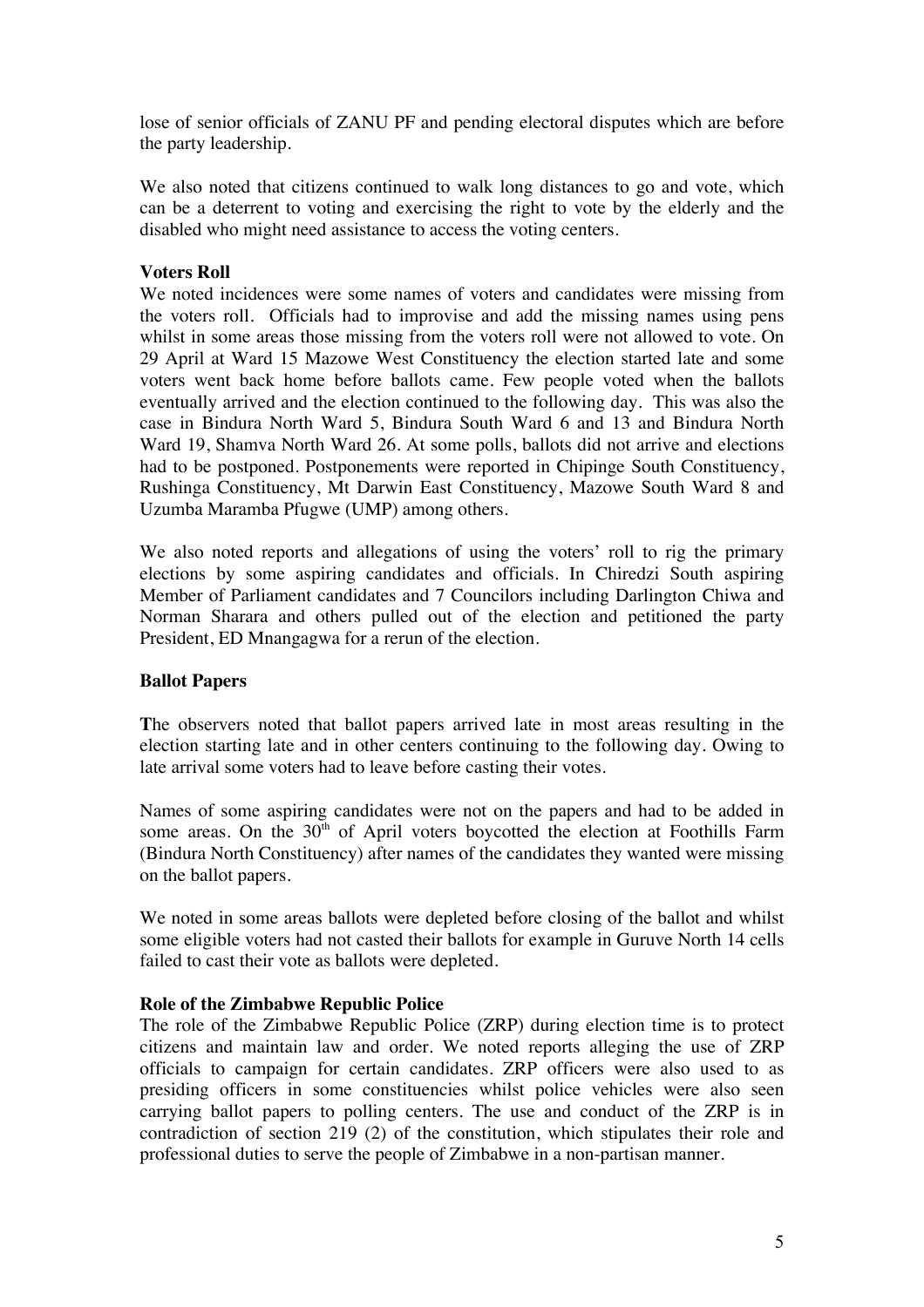lose of senior officials of ZANU PF and pending electoral disputes which are before the party leadership.

We also noted that citizens continued to walk long distances to go and vote, which can be a deterrent to voting and exercising the right to vote by the elderly and the disabled who might need assistance to access the voting centers.

**Voters Roll**

We noted incidences were some names of voters and candidates were missing from the voters roll. Officials had to improvise and add the missing names using pens whilst in some areas those missing from the voters roll were not allowed to vote. On 29 April at Ward 15 Mazowe West Constituency the election started late and some voters went back home before ballots came. Few people voted when the ballots eventually arrived and the election continued to the following day. This was also the case in Bindura North Ward 5, Bindura South Ward 6 and 13 and Bindura North Ward 19, Shamva North Ward 26. At some polls, ballots did not arrive and elections had to be postponed. Postponements were reported in Chipinge South Constituency, Rushinga Constituency, Mt Darwin East Constituency, Mazowe South Ward 8 and Uzumba Maramba Pfugwe (UMP) among others.

We also noted reports and allegations of using the voters' roll to rig the primary elections by some aspiring candidates and officials. In Chiredzi South aspiring Member of Parliament candidates and 7 Councilors including Darlington Chiwa and Norman Sharara and others pulled out of the election and petitioned the party President, ED Mnangagwa for a rerun of the election.

**Ballot Papers**

**T**he observers noted that ballot papers arrived late in most areas resulting in the election starting late and in other centers continuing to the following day. Owing to late arrival some voters had to leave before casting their votes.

Names of some aspiring candidates were not on the papers and had to be added in some areas. On the 30th of April voters boycotted the election at Foothills Farm (Bindura North Constituency) after names of the candidates they wanted were missing on the ballot papers.

We noted in some areas ballots were depleted before closing of the ballot and whilst some eligible voters had not casted their ballots for example in Guruve North 14 cells failed to cast their vote as ballots were depleted.

**Role of the Zimbabwe Republic Police**

The role of the Zimbabwe Republic Police (ZRP) during election time is to protect citizens and maintain law and order. We noted reports alleging the use of ZRP officials to campaign for certain candidates. ZRP officers were also used to as presiding officers in some constituencies whilst police vehicles were also seen carrying ballot papers to polling centers. The use and conduct of the ZRP is in contradiction of section 219 (2) of the constitution, which stipulates their role and professional duties to serve the people of Zimbabwe in a non-partisan manner.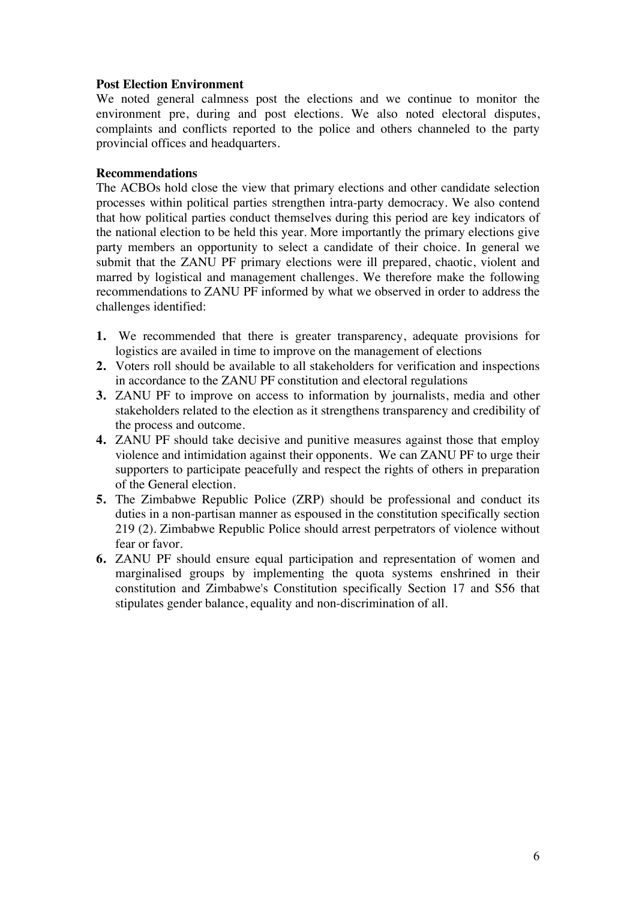**Post Election Environment**

We noted general calmness post the elections and we continue to monitor the environment pre, during and post elections. We also noted electoral disputes, complaints and conflicts reported to the police and others channeled to the party provincial offices and headquarters.

**Recommendations**

The ACBOs hold close the view that primary elections and other candidate selection processes within political parties strengthen intra-party democracy. We also contend that how political parties conduct themselves during this period are key indicators of the national election to be held this year. More importantly the primary elections give party members an opportunity to select a candidate of their choice. In general we submit that the ZANU PF primary elections were ill prepared, chaotic, violent and marred by logistical and management challenges. We therefore make the following recommendations to ZANU PF informed by what we observed in order to address the challenges identified:

1. We recommended that there is greater transparency, adequate provisions for logistics are availed in time to improve on the management of elections
2. Voters roll should be available to all stakeholders for verification and inspections in accordance to the ZANU PF constitution and electoral regulations
3. ZANU PF to improve on access to information by journalists, media and other stakeholders related to the election as it strengthens transparency and credibility of the process and outcome.
4. ZANU PF should take decisive and punitive measures against those that employ violence and intimidation against their opponents. We can ZANU PF to urge their supporters to participate peacefully and respect the rights of others in preparation of the General election.
5. The Zimbabwe Republic Police (ZRP) should be professional and conduct its duties in a non-partisan manner as espoused in the constitution specifically section 219 (2). Zimbabwe Republic Police should arrest perpetrators of violence without fear or favor.
6. ZANU PF should ensure equal participation and representation of women and marginalised groups by implementing the quota systems enshrined in their constitution and Zimbabwe's Constitution specifically Section 17 and S56 that stipulates gender balance, equality and non-discrimination of all.